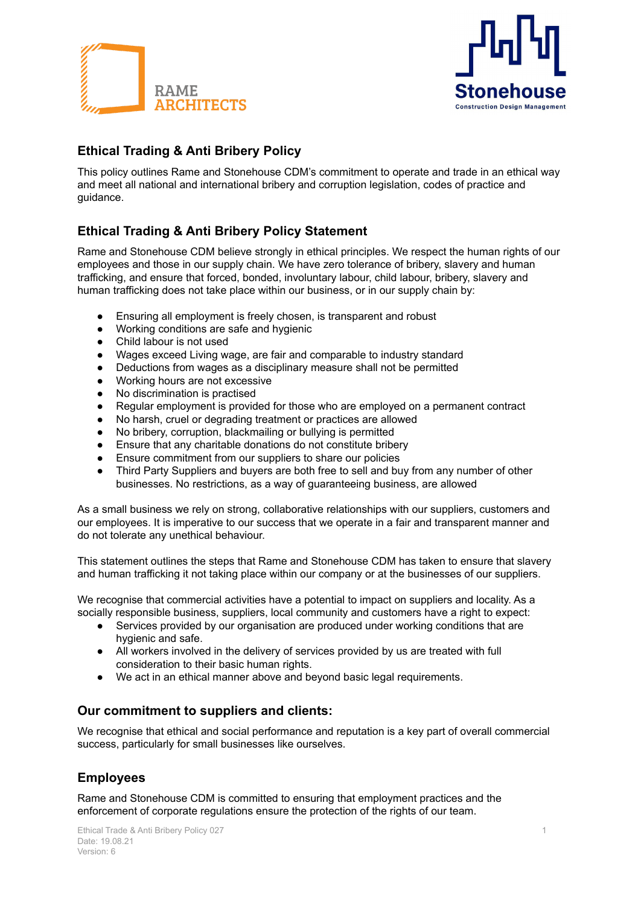RAME ARCHITECTS

Stonehouse
Construction Design Management

## Ethical Trading & Anti Bribery Policy

This policy outlines Rame and Stonehouse CDM's commitment to operate and trade in an ethical way and meet all national and international bribery and corruption legislation, codes of practice and guidance.

## Ethical Trading & Anti Bribery Policy Statement

Rame and Stonehouse CDM believe strongly in ethical principles. We respect the human rights of our employees and those in our supply chain. We have zero tolerance of bribery, slavery and human trafficking, and ensure that forced, bonded, involuntary labour, child labour, bribery, slavery and human trafficking does not take place within our business, or in our supply chain by:

- Ensuring all employment is freely chosen, is transparent and robust
- Working conditions are safe and hygienic
- Child labour is not used
- Wages exceed Living wage, are fair and comparable to industry standard
- Deductions from wages as a disciplinary measure shall not be permitted
- Working hours are not excessive
- No discrimination is practised
- Regular employment is provided for those who employed on a permanent contract
- No harsh, cruel or degrading treatment or practices are allowed
- No bribery, corruption, blackmailing or bullying is permitted
- Ensure that any charitable donations do not constitute bribery
- Ensure commitment from our suppliers to share our policies
- Third Party Suppliers and buyers are both free to sell and buy from any number of other businesses. No restrictions, as a way of guaranteeing business, are allowed

As a small business we rely on strong, collaborative relationships with our suppliers, customers and our employees. It is imperative to our success that we operate in a fair and transparent manner and do not tolerate any unethical behaviour.

This statement outlines the steps that Rame and Stonehouse CDM has taken to ensure that slavery and human trafficking it not taking place within our company or at the businesses of our suppliers.

We recognise that commercial activities have a potential to impact on suppliers and locality. As a socially responsible business, suppliers, local community and customers have a right to expect:

- Services provided by our organisation are produced under working conditions that are hygienic and safe.
- All workers involved in the delivery of services provided by us are treated with full consideration to their basic human rights.
- We act in an ethical manner above and beyond basic legal requirements.

## Our commitment to suppliers and clients:

We recognise that ethical and social performance and reputation is a key part of overall commercial success, particularly for small businesses like ourselves.

## Employees

Rame and Stonehouse CDM is committed to ensuring that employment practices and the enforcement of corporate regulations ensure the protection of the rights of our team.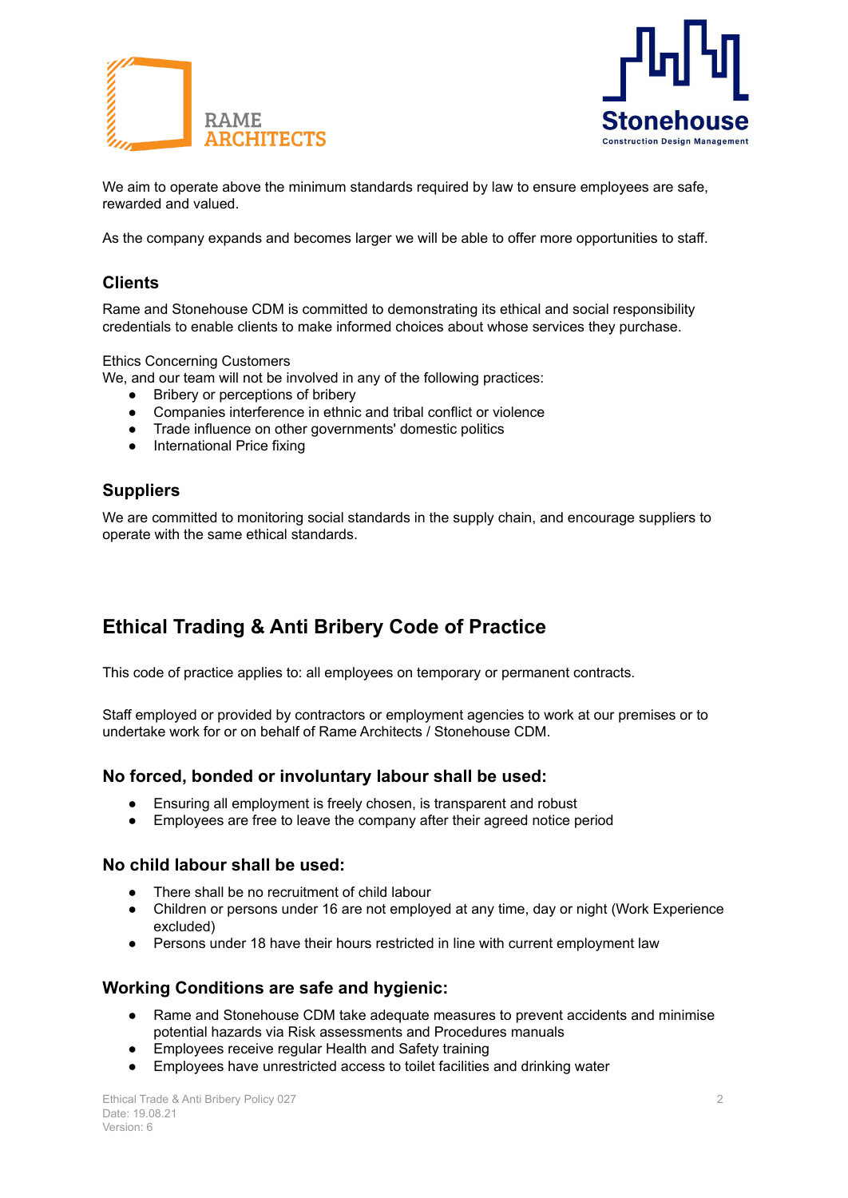We aim to operate above the minimum standards required by law to ensure employees are safe, rewarded and valued.

As the company expands and becomes larger we will be able to offer more opportunities to staff.

### Clients

Rame and Stonehouse CDM is committed to demonstrating its ethical and social responsibility credentials to enable clients to make informed choices about whose services they purchase.

Ethics Concerning Customers
We, and our team will not be involved in any of the following practices:

- Bribery or perceptions of bribery
- Companies interference in ethnic and tribal conflict or violence
- Trade influence on other governments' domestic politics
- International Price fixing

### Suppliers

We are committed to monitoring social standards in the supply chain, and encourage suppliers to operate with the same ethical standards.

## Ethical Trading & Anti Bribery Code of Practice

This code of practice applies to: all employees on temporary or permanent contracts.

Staff employed or provided by contractors or employment agencies to work at our premises or to undertake work for or on behalf of Rame Architects / Stonehouse CDM.

### No forced, bonded or involuntary labour shall be used:

- Ensuring all employment is freely chosen, is transparent and robust
- Employees are free to leave the company after their agreed notice period

### No child labour shall be used:

- There shall be no recruitment of child labour
- Children or persons under 16 are not employed at any time, day or night (Work Experience excluded)
- Persons under 18 have their hours restricted in line with current employment law

### Working Conditions are safe and hygienic:

- Rame and Stonehouse CDM take adequate measures to prevent accidents and minimise potential hazards via Risk assessments and Procedures manuals
- Employees receive regular Health and Safety training
- Employees have unrestricted access to toilet facilities and drinking water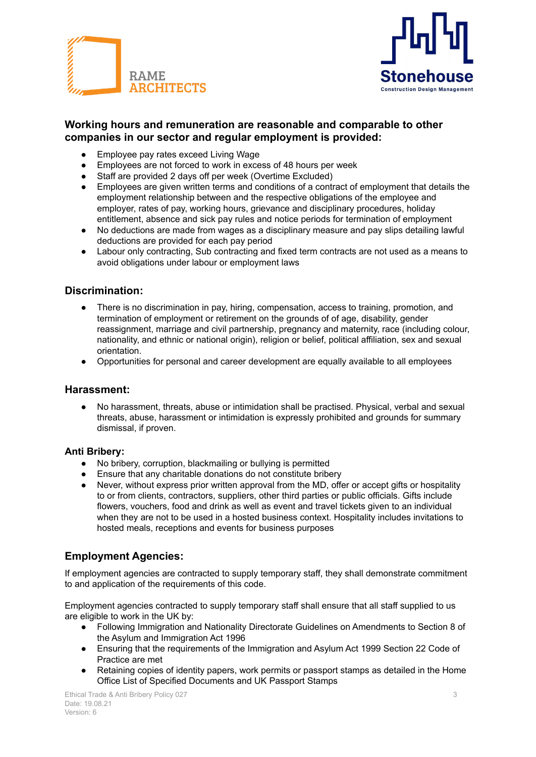### Working hours and remuneration are reasonable and comparable to other companies in our sector and regular employment is provided:

- Employee pay rates exceed Living Wage
- Employees are not forced to work in excess of 48 hours per week
- Staff are provided 2 days off per week (Overtime Excluded)
- Employees are given written terms and conditions of a contract of employment that details the employment relationship between and the respective obligations of the employee and employer, rates of pay, working hours, grievance and disciplinary procedures, holiday entitlement, absence and sick pay rules and notice periods for termination of employment
- No deductions are made from wages as a disciplinary measure and pay slips detailing lawful deductions are provided for each pay period
- Labour only contracting, Sub contracting and fixed term contracts are not used as a means to avoid obligations under labour or employment laws

### Discrimination:

- There is no discrimination in pay, hiring, compensation, access to training, promotion, and termination of employment or retirement on the grounds of of age, disability, gender reassignment, marriage and civil partnership, pregnancy and maternity, race (including colour, nationality, and ethnic or national origin), religion or belief, political affiliation, sex and sexual orientation.
- Opportunities for personal and career development are equally available to all employees

### Harassment:

- No harassment, threats, abuse or intimidation shall be practised. Physical, verbal and sexual threats, abuse, harassment or intimidation is expressly prohibited and grounds for summary dismissal, if proven.

#### Anti Bribery:

- No bribery, corruption, blackmailing or bullying is permitted
- Ensure that any charitable donations do not constitute bribery
- Never, without express prior written approval from the MD, offer or accept gifts or hospitality to or from clients, contractors, suppliers, other third parties or public officials. Gifts include flowers, vouchers, food and drink as well as event and travel tickets given to an individual when they are not to be used in a hosted business context. Hospitality includes invitations to hosted meals, receptions and events for business purposes

### Employment Agencies:

If employment agencies are contracted to supply temporary staff, they shall demonstrate commitment to and application of the requirements of this code.

Employment agencies contracted to supply temporary staff shall ensure that all staff supplied to us are eligible to work in the UK by:

- Following Immigration and Nationality Directorate Guidelines on Amendments to Section 8 of the Asylum and Immigration Act 1996
- Ensuring that the requirements of the Immigration and Asylum Act 1999 Section 22 Code of Practice are met
- Retaining copies of identity papers, work permits or passport stamps as detailed in the Home Office List of Specified Documents and UK Passport Stamps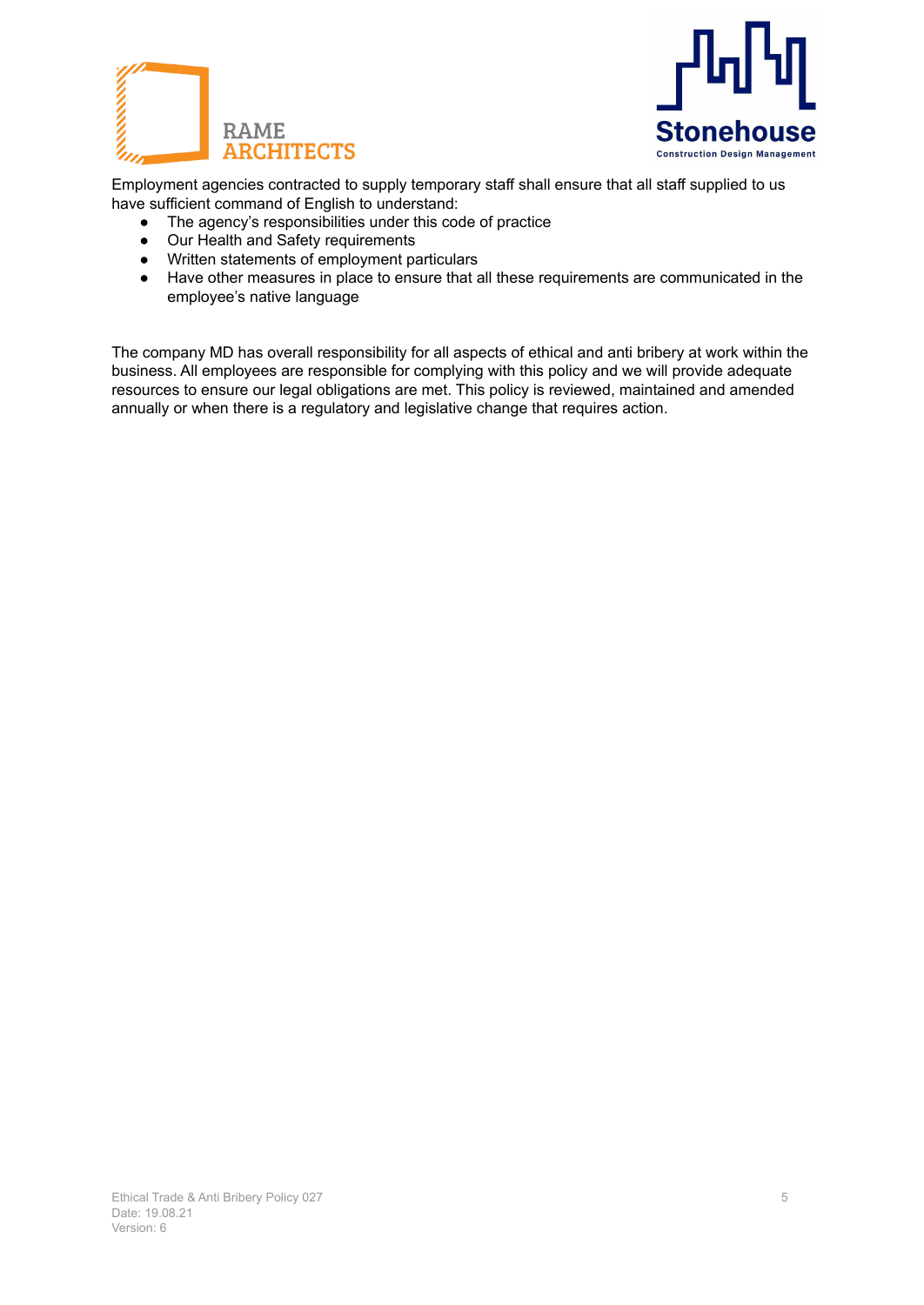Employment agencies contracted to supply temporary staff shall ensure that all staff supplied to us have sufficient command of English to understand:

- The agency's responsibilities under this code of practice
- Our Health and Safety requirements
- Written statements of employment particulars
- Have other measures in place to ensure that all these requirements are communicated in the employee's native language

The company MD has overall responsibility for all aspects of ethical and anti bribery at work within the business. All employees are responsible for complying with this policy and we will provide adequate resources to ensure our legal obligations are met. This policy is reviewed, maintained and amended annually or when there is a regulatory and legislative change that requires action.